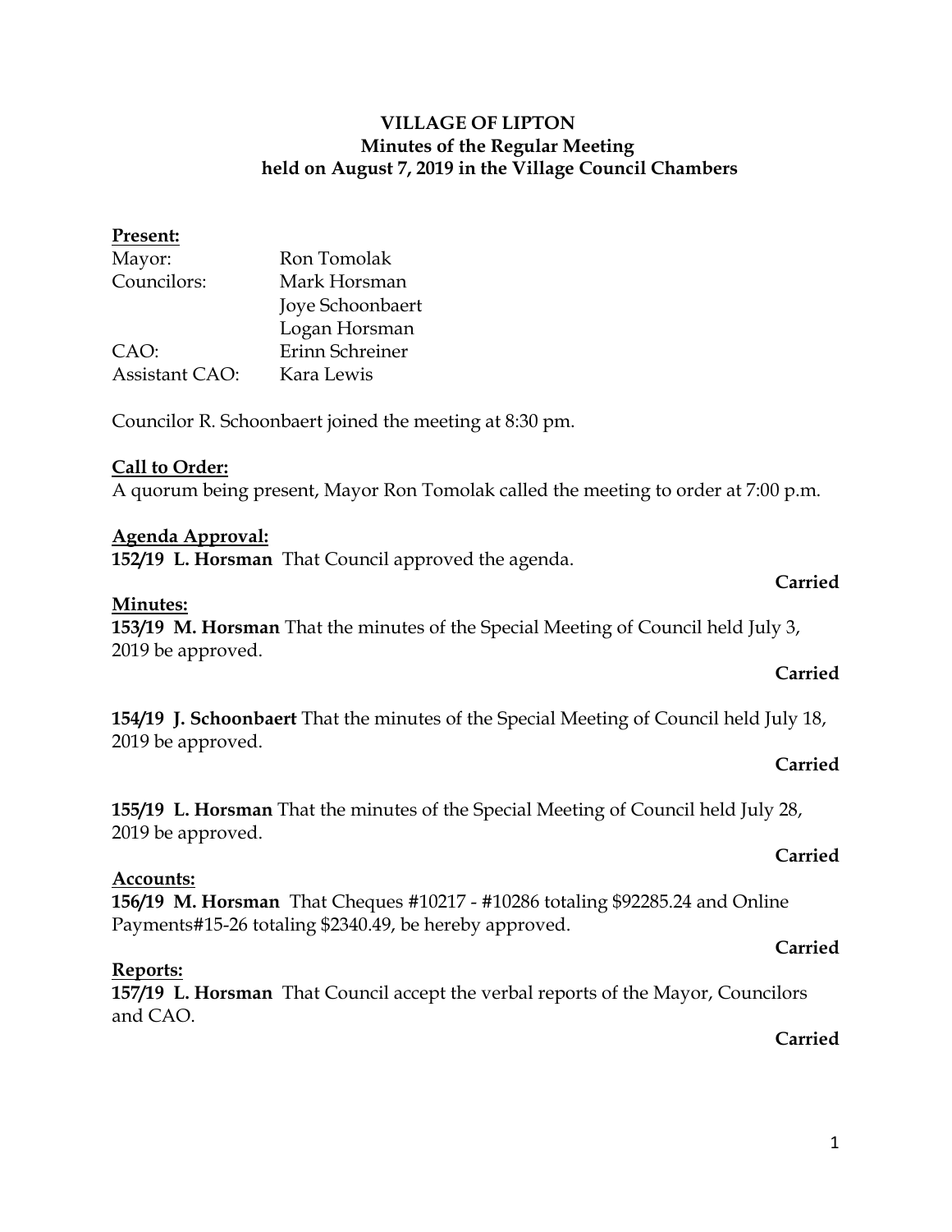**VILLAGE OF LIPTON**
**Minutes of the Regular Meeting**
**held on August 7, 2019 in the Village Council Chambers**

**Present:**

| | |
|---|---|
| Mayor: | Ron Tomolak |
| Councilors: | Mark Horsman |
| | Joye Schoonbaert |
| | Logan Horsman |
| CAO: | Erinn Schreiner |
| Assistant CAO: | Kara Lewis |

Councilor R. Schoonbaert joined the meeting at 8:30 pm.

**Call to Order:**
A quorum being present, Mayor Ron Tomolak called the meeting to order at 7:00 p.m.

**Agenda Approval:**
**152/19 L. Horsman** That Council approved the agenda.

**Carried**

**Minutes:**
**153/19 M. Horsman** That the minutes of the Special Meeting of Council held July 3, 2019 be approved.

**Carried**

**154/19 J. Schoonbaert** That the minutes of the Special Meeting of Council held July 18, 2019 be approved.

**Carried**

**155/19 L. Horsman** That the minutes of the Special Meeting of Council held July 28, 2019 be approved.

**Carried**

**Accounts:**
**156/19 M. Horsman** That Cheques #10217 - #10286 totaling $92285.24 and Online Payments#15-26 totaling $2340.49, be hereby approved.

**Carried**

**Reports:**
**157/19 L. Horsman** That Council accept the verbal reports of the Mayor, Councilors and CAO.

**Carried**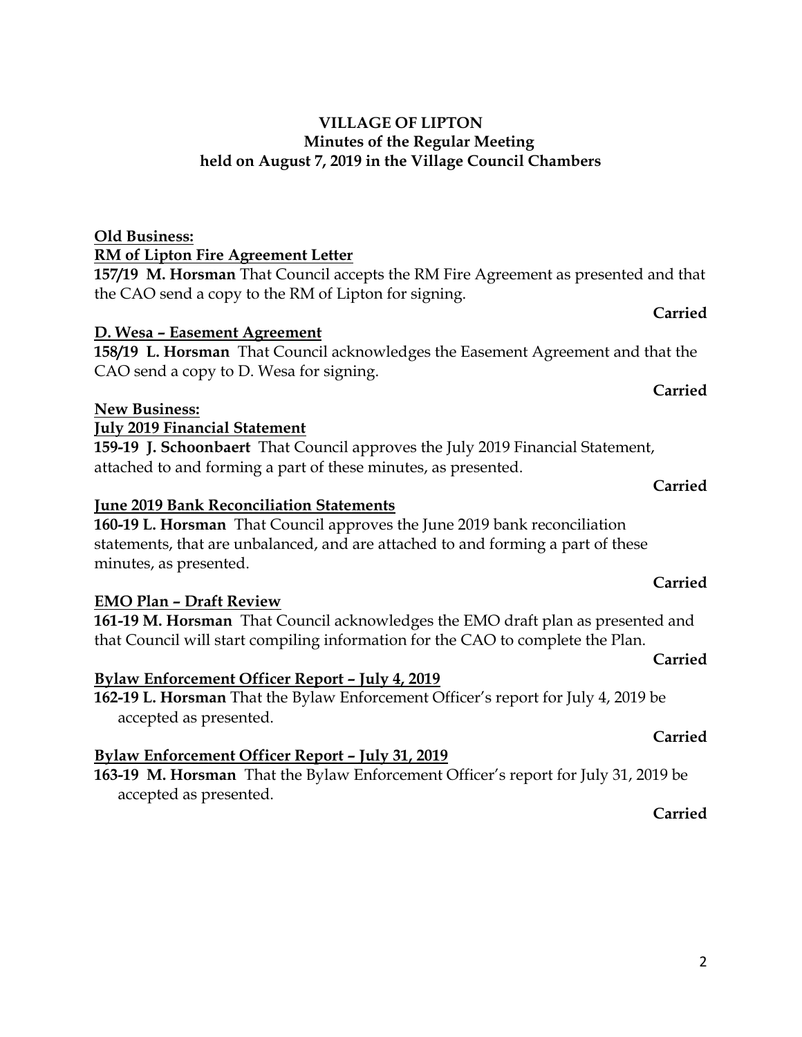**VILLAGE OF LIPTON**
**Minutes of the Regular Meeting**
**held on August 7, 2019 in the Village Council Chambers**

**Old Business:**

**RM of Lipton Fire Agreement Letter**

**157/19 M. Horsman** That Council accepts the RM Fire Agreement as presented and that the CAO send a copy to the RM of Lipton for signing.

**Carried**

**D. Wesa – Easement Agreement**

**158/19 L. Horsman** That Council acknowledges the Easement Agreement and that the CAO send a copy to D. Wesa for signing.

**Carried**

**New Business:**

**July 2019 Financial Statement**

**159-19 J. Schoonbaert** That Council approves the July 2019 Financial Statement, attached to and forming a part of these minutes, as presented.

**Carried**

**June 2019 Bank Reconciliation Statements**

**160-19 L. Horsman** That Council approves the June 2019 bank reconciliation statements, that are unbalanced, and are attached to and forming a part of these minutes, as presented.

**Carried**

**EMO Plan – Draft Review**

**161-19 M. Horsman** That Council acknowledges the EMO draft plan as presented and that Council will start compiling information for the CAO to complete the Plan.

**Carried**

**Bylaw Enforcement Officer Report – July 4, 2019**

**162-19 L. Horsman** That the Bylaw Enforcement Officer's report for July 4, 2019 be accepted as presented.

**Carried**

**Bylaw Enforcement Officer Report – July 31, 2019**

**163-19 M. Horsman** That the Bylaw Enforcement Officer's report for July 31, 2019 be accepted as presented.

**Carried**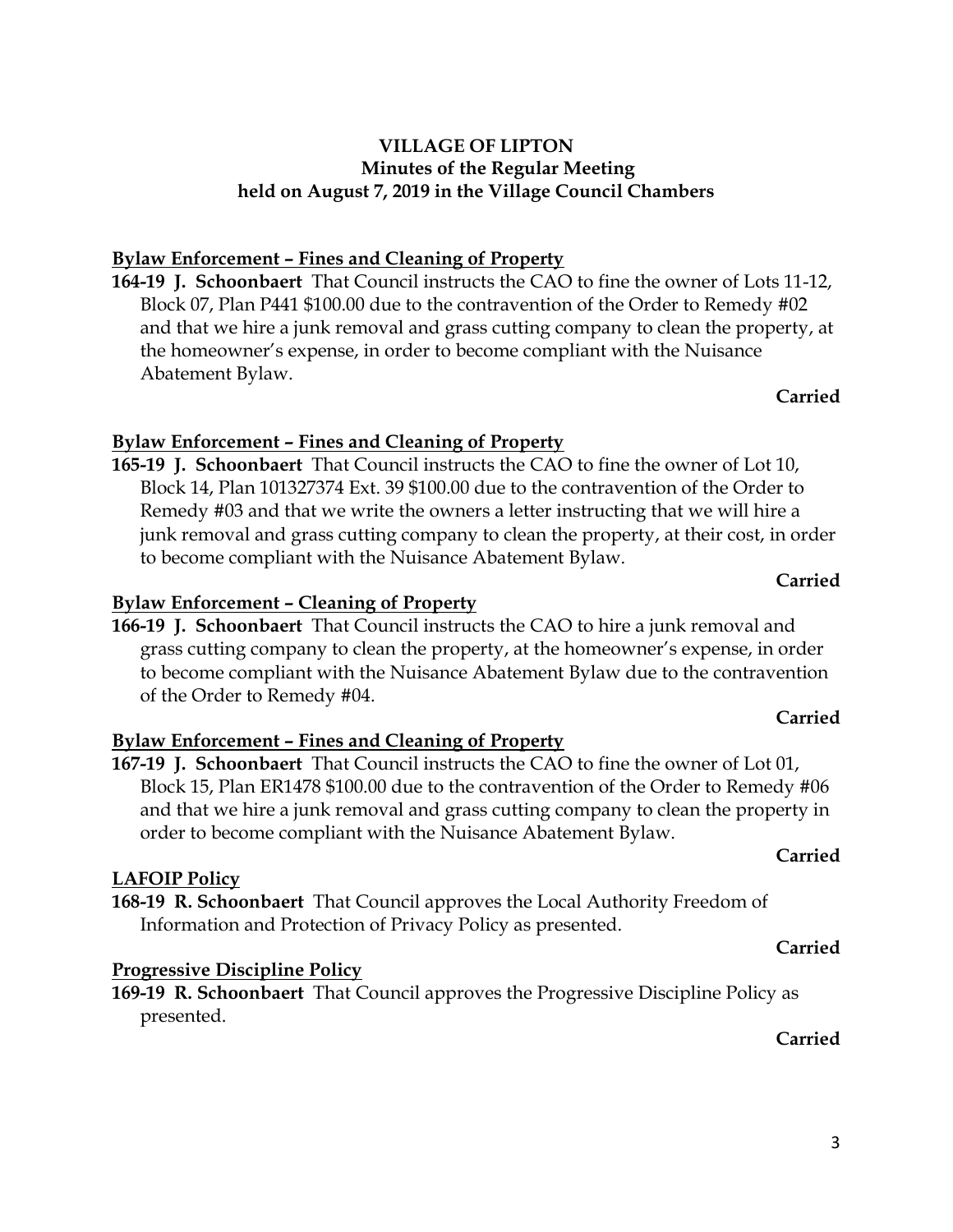**VILLAGE OF LIPTON**
**Minutes of the Regular Meeting**
**held on August 7, 2019 in the Village Council Chambers**

**Bylaw Enforcement – Fines and Cleaning of Property**

**164-19 J. Schoonbaert** That Council instructs the CAO to fine the owner of Lots 11-12, Block 07, Plan P441 $100.00 due to the contravention of the Order to Remedy #02 and that we hire a junk removal and grass cutting company to clean the property, at the homeowner's expense, in order to become compliant with the Nuisance Abatement Bylaw.

**Carried**

**Bylaw Enforcement – Fines and Cleaning of Property**

**165-19 J. Schoonbaert** That Council instructs the CAO to fine the owner of Lot 10, Block 14, Plan 101327374 Ext. 39 $100.00 due to the contravention of the Order to Remedy #03 and that we write the owners a letter instructing that we will hire a junk removal and grass cutting company to clean the property, at their cost, in order to become compliant with the Nuisance Abatement Bylaw.

**Carried**

**Bylaw Enforcement – Cleaning of Property**

**166-19 J. Schoonbaert** That Council instructs the CAO to hire a junk removal and grass cutting company to clean the property, at the homeowner's expense, in order to become compliant with the Nuisance Abatement Bylaw due to the contravention of the Order to Remedy #04.

**Carried**

**Bylaw Enforcement – Fines and Cleaning of Property**

**167-19 J. Schoonbaert** That Council instructs the CAO to fine the owner of Lot 01, Block 15, Plan ER1478 $100.00 due to the contravention of the Order to Remedy #06 and that we hire a junk removal and grass cutting company to clean the property in order to become compliant with the Nuisance Abatement Bylaw.

**Carried**

**LAFOIP Policy**

**168-19 R. Schoonbaert** That Council approves the Local Authority Freedom of Information and Protection of Privacy Policy as presented.

**Carried**

**Progressive Discipline Policy**

**169-19 R. Schoonbaert** That Council approves the Progressive Discipline Policy as presented.

**Carried**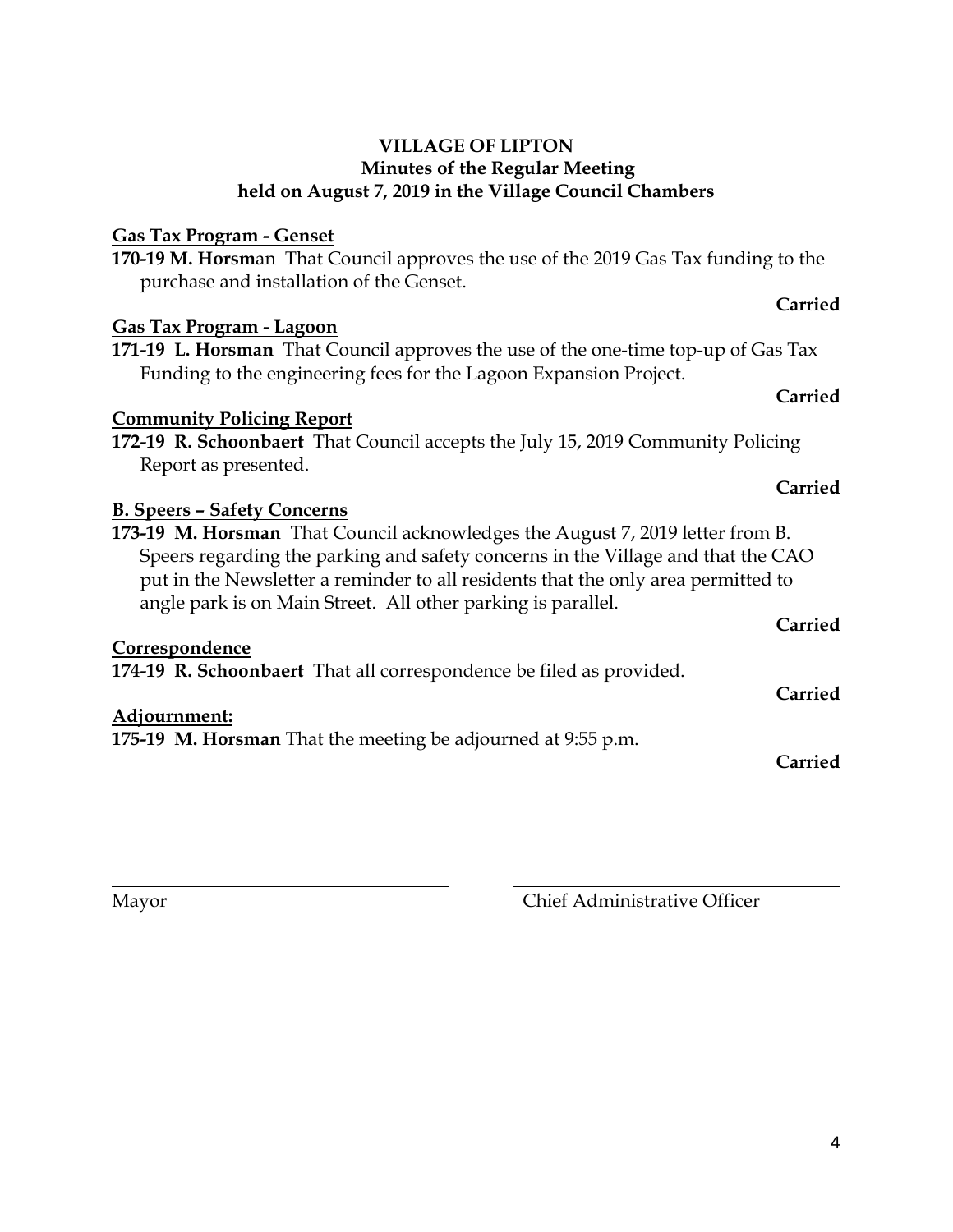**VILLAGE OF LIPTON**
**Minutes of the Regular Meeting**
**held on August 7, 2019 in the Village Council Chambers**

**Gas Tax Program - Genset**

**170-19 M. Horsm**an That Council approves the use of the 2019 Gas Tax funding to the purchase and installation of the Genset.

**Carried**

**Gas Tax Program - Lagoon**

**171-19 L. Horsman** That Council approves the use of the one-time top-up of Gas Tax Funding to the engineering fees for the Lagoon Expansion Project.

**Carried**

**Community Policing Report**

**172-19 R. Schoonbaert** That Council accepts the July 15, 2019 Community Policing Report as presented.

**Carried**

**B. Speers – Safety Concerns**

**173-19 M. Horsman** That Council acknowledges the August 7, 2019 letter from B. Speers regarding the parking and safety concerns in the Village and that the CAO put in the Newsletter a reminder to all residents that the only area permitted to angle park is on Main Street. All other parking is parallel.

**Carried**

**Correspondence**

**174-19 R. Schoonbaert** That all correspondence be filed as provided.

**Carried**

**Adjournment:**

**175-19 M. Horsman** That the meeting be adjourned at 9:55 p.m.

**Carried**

\_\_\_\_\_\_\_\_\_\_\_\_\_\_\_\_\_\_\_\_\_\_\_\_\_\_\_\_\_\_
Mayor

\_\_\_\_\_\_\_\_\_\_\_\_\_\_\_\_\_\_\_\_\_\_\_\_\_\_\_\_\_\_
Chief Administrative Officer